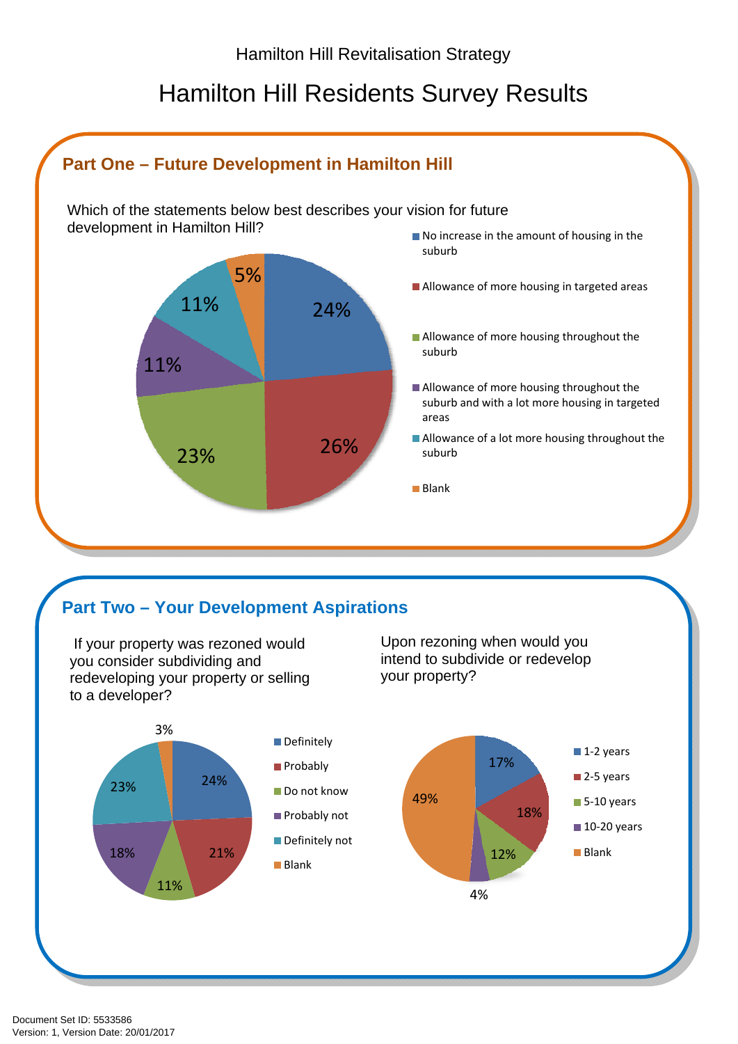Hamilton Hill Revitalisation Strategy

# Hamilton Hill Residents Survey Results

## Part One – Future Development in Hamilton Hill

Which of the statements below best describes your vision for future development in Hamilton Hill?

| Response | Percentage |
|---|---|
| No increase in the amount of housing in the suburb | 24% |
| Allowance of more housing in targeted areas | 26% |
| Allowance of more housing throughout the suburb | 23% |
| Allowance of more housing throughout the suburb and with a lot more housing in targeted areas | 11% |
| Allowance of a lot more housing throughout the suburb | 11% |
| Blank | 5% |

## Part Two – Your Development Aspirations

If your property was rezoned would you consider subdividing and redeveloping your property or selling to a developer?

| Response | Percentage |
|---|---|
| Definitely | 24% |
| Probably | 21% |
| Do not know | 11% |
| Probably not | 18% |
| Definitely not | 23% |
| Blank | 3% |

Upon rezoning when would you intend to subdivide or redevelop your property?

| Response | Percentage |
|---|---|
| 1-2 years | 17% |
| 2-5 years | 18% |
| 5-10 years | 12% |
| 10-20 years | 4% |
| Blank | 49% |

Document Set ID: 5533586
Version: 1, Version Date: 20/01/2017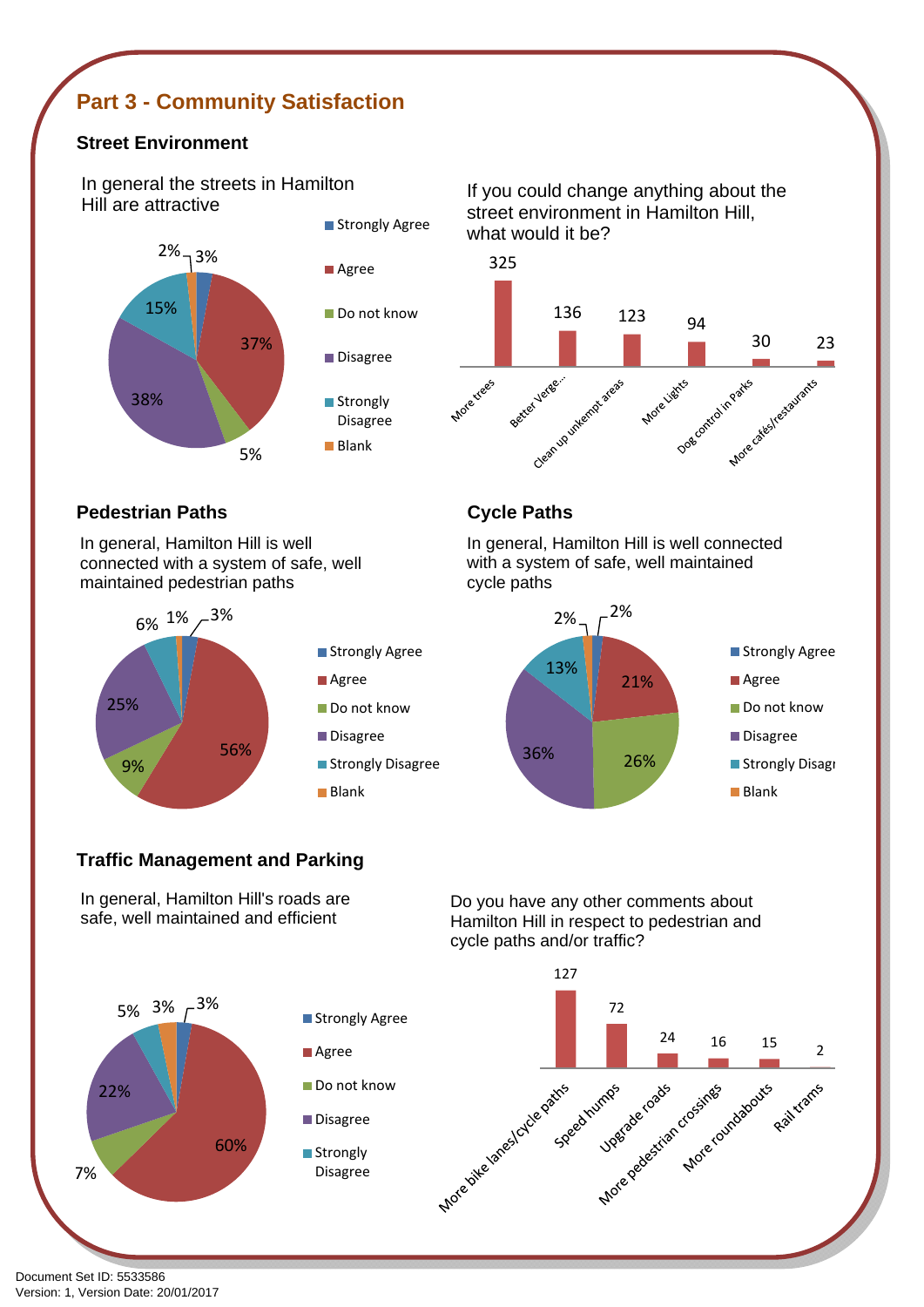## Part 3 - Community Satisfaction

### Street Environment

In general the streets in Hamilton Hill are attractive

| Response | % |
|---|---|
| Strongly Agree | 3% |
| Agree | 37% |
| Do not know | 5% |
| Disagree | 38% |
| Strongly Disagree | 15% |
| Blank | 2% |

If you could change anything about the street environment in Hamilton Hill, what would it be?

| Response | Count |
|---|---|
| More trees | 325 |
| Better Verge... | 136 |
| Clean up unkempt areas | 123 |
| More Lights | 94 |
| Dog control in Parks | 30 |
| More cafés/restaurants | 23 |

### Pedestrian Paths

In general, Hamilton Hill is well connected with a system of safe, well maintained pedestrian paths

| Response | % |
|---|---|
| Strongly Agree | 3% |
| Agree | 56% |
| Do not know | 9% |
| Disagree | 25% |
| Strongly Disagree | 6% |
| Blank | 1% |

### Cycle Paths

In general, Hamilton Hill is well connected with a system of safe, well maintained cycle paths

| Response | % |
|---|---|
| Strongly Agree | 2% |
| Agree | 21% |
| Do not know | 26% |
| Disagree | 36% |
| Strongly Disagree | 13% |
| Blank | 2% |

### Traffic Management and Parking

In general, Hamilton Hill's roads are safe, well maintained and efficient

| Response | % |
|---|---|
| Strongly Agree | 3% |
| Agree | 60% |
| Do not know | 7% |
| Disagree | 22% |
| Strongly Disagree | 5% |
| (Blank) | 3% |

Do you have any other comments about Hamilton Hill in respect to pedestrian and cycle paths and/or traffic?

| Response | Count |
|---|---|
| More bike lanes/cycle paths | 127 |
| Speed humps | 72 |
| Upgrade roads | 24 |
| More pedestrian crossings | 16 |
| More roundabouts | 15 |
| Rail trams | 2 |

Document Set ID: 5533586
Version: 1, Version Date: 20/01/2017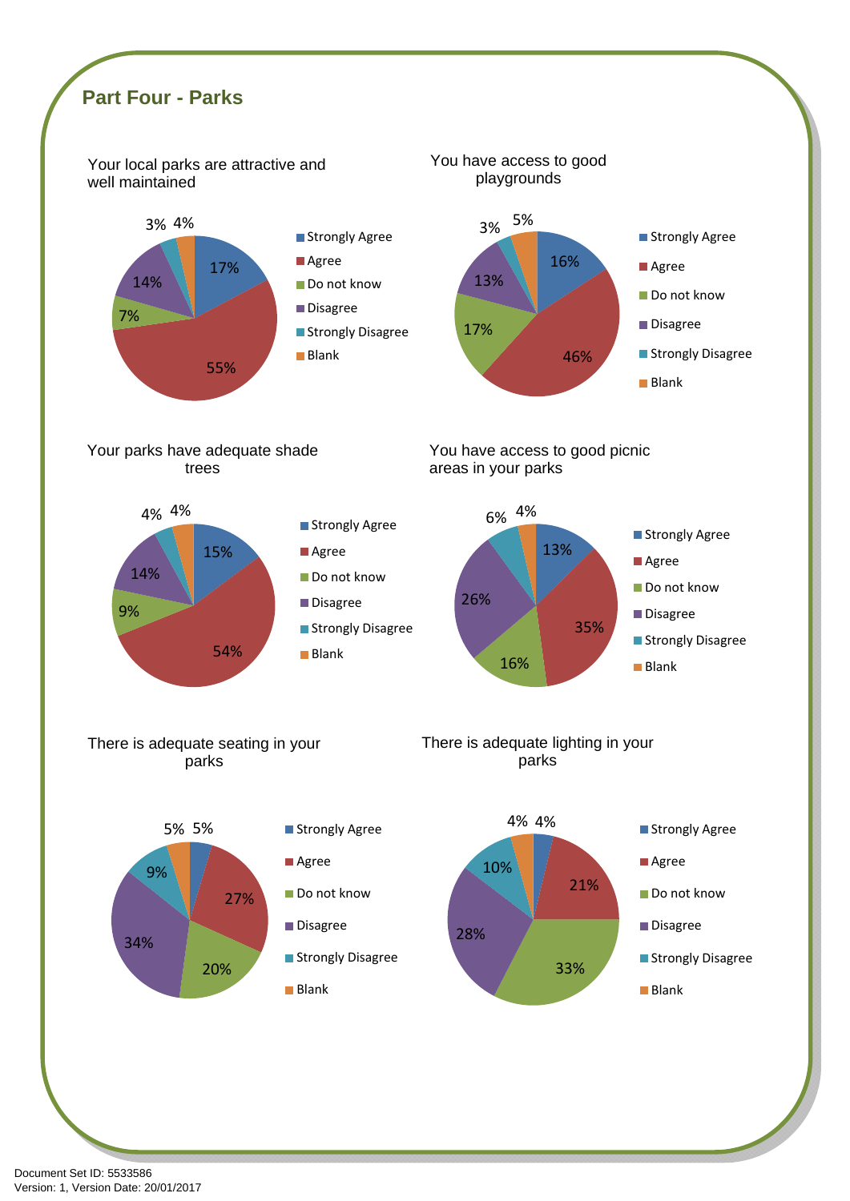## Part Four - Parks

**Your local parks are attractive and well maintained**

| Response | Percentage |
| --- | --- |
| Strongly Agree | 17% |
| Agree | 55% |
| Do not know | 7% |
| Disagree | 14% |
| Strongly Disagree | 3% |
| Blank | 4% |

**You have access to good playgrounds**

| Response | Percentage |
| --- | --- |
| Strongly Agree | 16% |
| Agree | 46% |
| Do not know | 17% |
| Disagree | 13% |
| Strongly Disagree | 3% |
| Blank | 5% |

**Your parks have adequate shade trees**

| Response | Percentage |
| --- | --- |
| Strongly Agree | 15% |
| Agree | 54% |
| Do not know | 9% |
| Disagree | 14% |
| Strongly Disagree | 4% |
| Blank | 4% |

**You have access to good picnic areas in your parks**

| Response | Percentage |
| --- | --- |
| Strongly Agree | 13% |
| Agree | 35% |
| Do not know | 16% |
| Disagree | 26% |
| Strongly Disagree | 6% |
| Blank | 4% |

**There is adequate seating in your parks**

| Response | Percentage |
| --- | --- |
| Strongly Agree | 5% |
| Agree | 27% |
| Do not know | 20% |
| Disagree | 34% |
| Strongly Disagree | 9% |
| Blank | 5% |

**There is adequate lighting in your parks**

| Response | Percentage |
| --- | --- |
| Strongly Agree | 4% |
| Agree | 21% |
| Do not know | 33% |
| Disagree | 28% |
| Strongly Disagree | 10% |
| Blank | 4% |

Document Set ID: 5533586
Version: 1, Version Date: 20/01/2017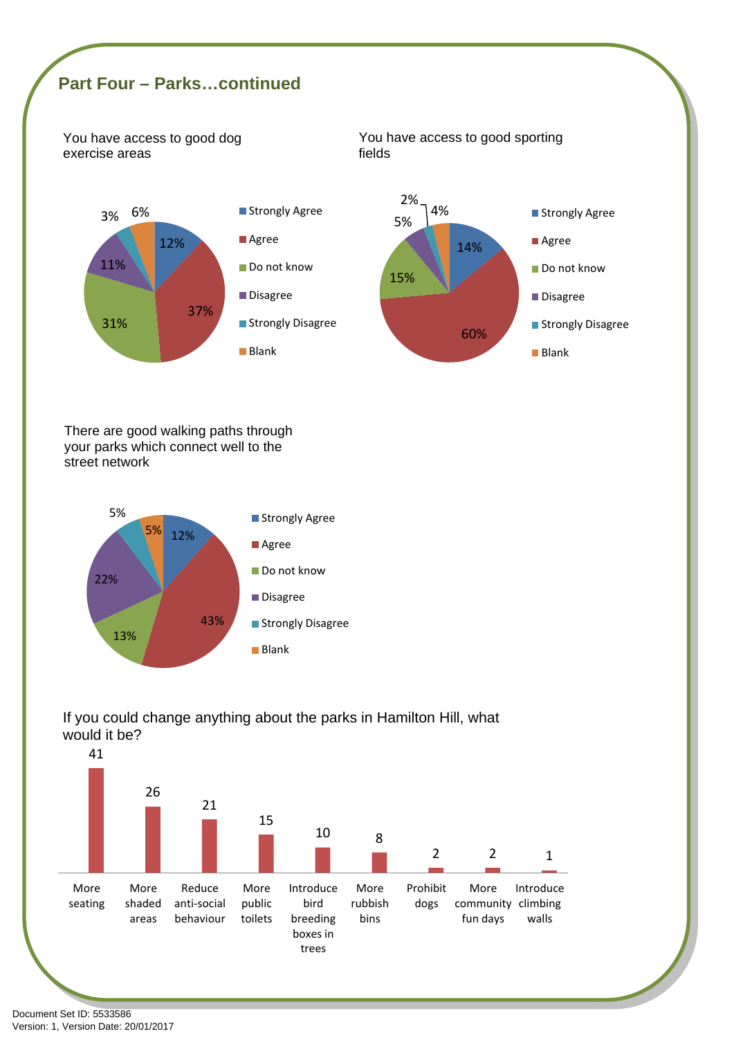## Part Four – Parks…continued

You have access to good dog exercise areas

| Response | % |
|---|---|
| Strongly Agree | 12% |
| Agree | 37% |
| Do not know | 31% |
| Disagree | 11% |
| Strongly Disagree | 3% |
| Blank | 6% |

You have access to good sporting fields

| Response | % |
|---|---|
| Strongly Agree | 14% |
| Agree | 60% |
| Do not know | 15% |
| Disagree | 5% |
| Strongly Disagree | 2% |
| Blank | 4% |

There are good walking paths through your parks which connect well to the street network

| Response | % |
|---|---|
| Strongly Agree | 12% |
| Agree | 43% |
| Do not know | 13% |
| Disagree | 22% |
| Strongly Disagree | 5% |
| Blank | 5% |

If you could change anything about the parks in Hamilton Hill, what would it be?

| Change | Count |
|---|---|
| More seating | 41 |
| More shaded areas | 26 |
| Reduce anti-social behaviour | 21 |
| More public toilets | 15 |
| Introduce bird breeding boxes in trees | 10 |
| More rubbish bins | 8 |
| Prohibit dogs | 2 |
| More community fun days | 2 |
| Introduce climbing walls | 1 |

Document Set ID: 5533586
Version: 1, Version Date: 20/01/2017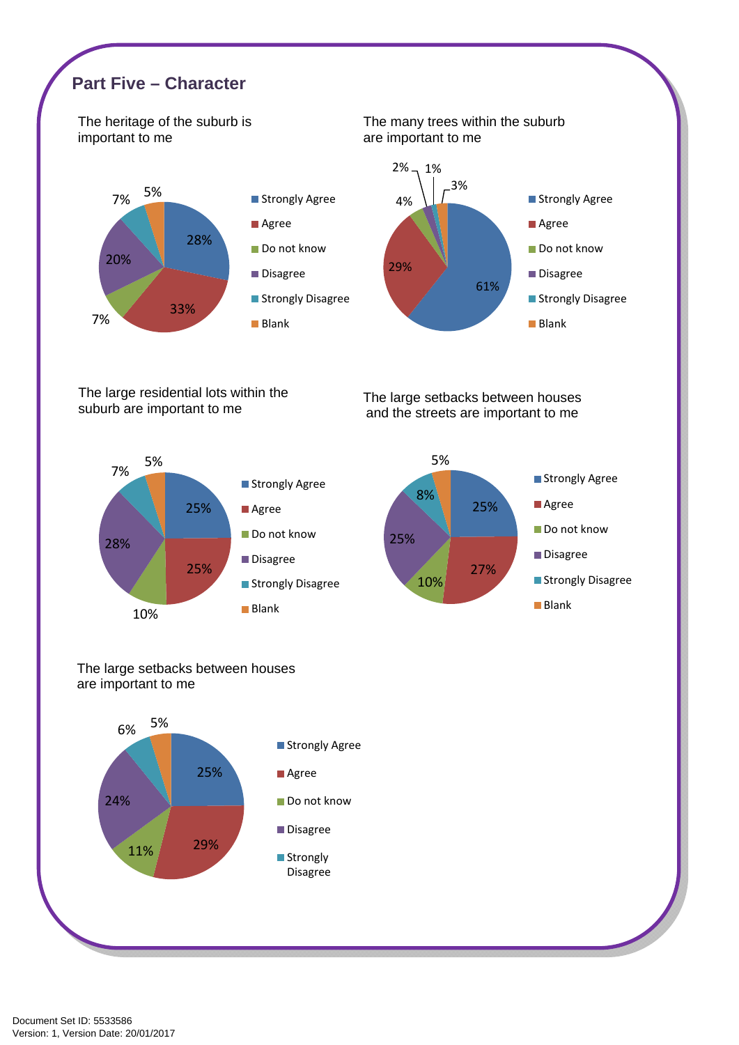## Part Five – Character

**The heritage of the suburb is important to me**

| Response | Percentage |
|---|---|
| Strongly Agree | 28% |
| Agree | 33% |
| Do not know | 7% |
| Disagree | 20% |
| Strongly Disagree | 7% |
| Blank | 5% |

**The many trees within the suburb are important to me**

| Response | Percentage |
|---|---|
| Strongly Agree | 61% |
| Agree | 29% |
| Do not know | 4% |
| Disagree | 2% |
| Strongly Disagree | 1% |
| Blank | 3% |

**The large residential lots within the suburb are important to me**

| Response | Percentage |
|---|---|
| Strongly Agree | 25% |
| Agree | 25% |
| Do not know | 10% |
| Disagree | 28% |
| Strongly Disagree | 7% |
| Blank | 5% |

**The large setbacks between houses and the streets are important to me**

| Response | Percentage |
|---|---|
| Strongly Agree | 25% |
| Agree | 27% |
| Do not know | 10% |
| Disagree | 25% |
| Strongly Disagree | 8% |
| Blank | 5% |

**The large setbacks between houses are important to me**

| Response | Percentage |
|---|---|
| Strongly Agree | 25% |
| Agree | 29% |
| Do not know | 11% |
| Disagree | 24% |
| Strongly Disagree | 6% |
| (unlabelled) | 5% |

Document Set ID: 5533586
Version: 1, Version Date: 20/01/2017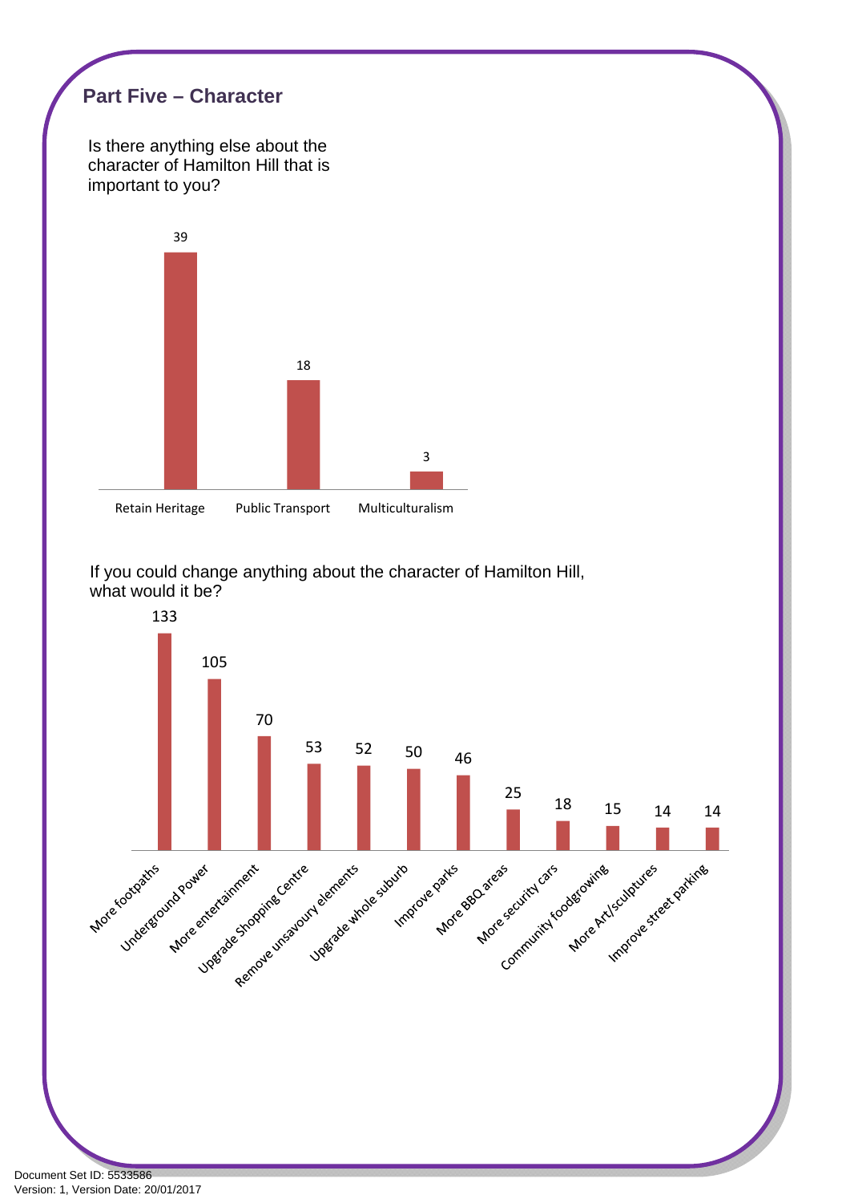## Part Five – Character

Is there anything else about the character of Hamilton Hill that is important to you?

39

18

3

Retain Heritage

Public Transport

Multiculturalism

If you could change anything about the character of Hamilton Hill, what would it be?

133

105

70

53

52

50

46

25

18

15

14

14

More footpaths

Underground Power

More entertainment

Upgrade Shopping Centre

Remove unsavoury elements

Upgrade whole suburb

Improve parks

More BBQ areas

More security cars

Community foodgrowing

More Art/sculptures

Improve street parking

Document Set ID: 5533586
Version: 1, Version Date: 20/01/2017